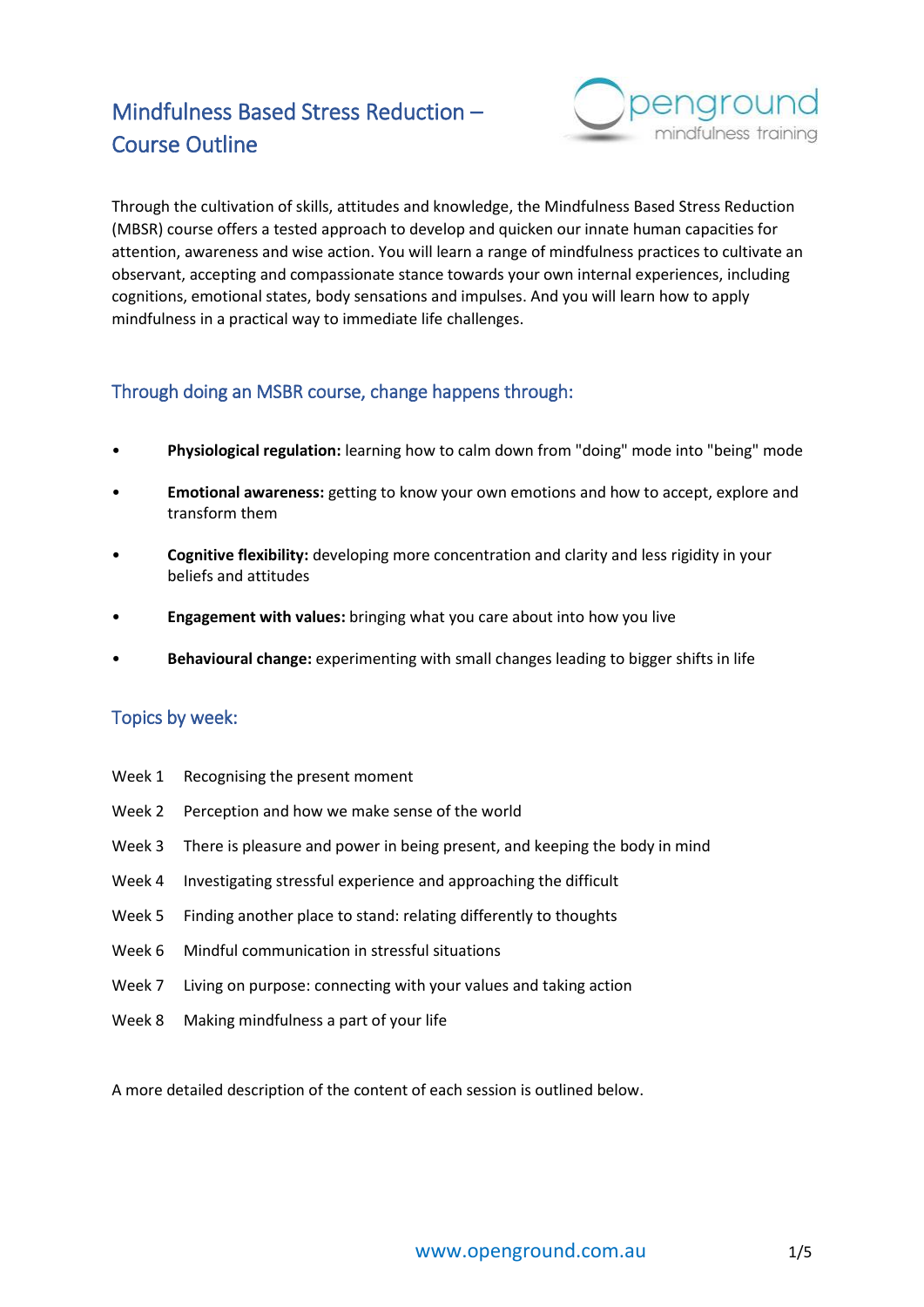# Mindfulness Based Stress Reduction – Course Outline

Through the cultivation of skills, attitudes and knowledge, the Mindfulness Based Stress Reduction (MBSR) course offers a tested approach to develop and quicken our innate human capacities for attention, awareness and wise action. You will learn a range of mindfulness practices to cultivate an observant, accepting and compassionate stance towards your own internal experiences, including cognitions, emotional states, body sensations and impulses. And you will learn how to apply mindfulness in a practical way to immediate life challenges.

## Through doing an MSBR course, change happens through:

- **Physiological regulation:** learning how to calm down from "doing" mode into "being" mode
- **Emotional awareness:** getting to know your own emotions and how to accept, explore and transform them
- **Cognitive flexibility:** developing more concentration and clarity and less rigidity in your beliefs and attitudes
- **Engagement with values:** bringing what you care about into how you live
- **Behavioural change:** experimenting with small changes leading to bigger shifts in life

## Topics by week:

Week 1 Recognising the present moment

Week 2 Perception and how we make sense of the world

Week 3 There is pleasure and power in being present, and keeping the body in mind

Week 4 Investigating stressful experience and approaching the difficult

Week 5 Finding another place to stand: relating differently to thoughts

Week 6 Mindful communication in stressful situations

Week 7 Living on purpose: connecting with your values and taking action

Week 8 Making mindfulness a part of your life

A more detailed description of the content of each session is outlined below.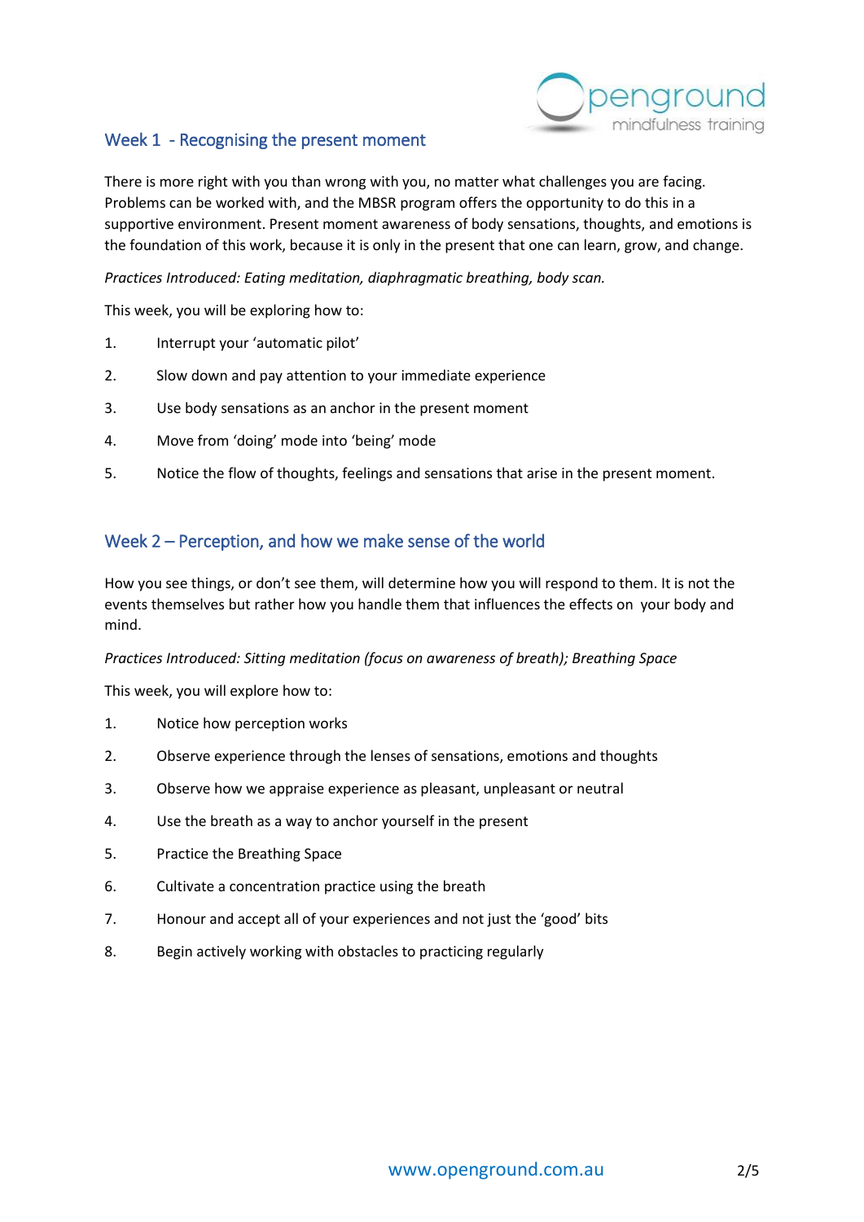## Week 1 - Recognising the present moment

There is more right with you than wrong with you, no matter what challenges you are facing. Problems can be worked with, and the MBSR program offers the opportunity to do this in a supportive environment. Present moment awareness of body sensations, thoughts, and emotions is the foundation of this work, because it is only in the present that one can learn, grow, and change.

*Practices Introduced: Eating meditation, diaphragmatic breathing, body scan.*

This week, you will be exploring how to:

1. Interrupt your 'automatic pilot'
2. Slow down and pay attention to your immediate experience
3. Use body sensations as an anchor in the present moment
4. Move from 'doing' mode into 'being' mode
5. Notice the flow of thoughts, feelings and sensations that arise in the present moment.

## Week 2 – Perception, and how we make sense of the world

How you see things, or don't see them, will determine how you will respond to them. It is not the events themselves but rather how you handle them that influences the effects on your body and mind.

*Practices Introduced: Sitting meditation (focus on awareness of breath); Breathing Space*

This week, you will explore how to:

1. Notice how perception works
2. Observe experience through the lenses of sensations, emotions and thoughts
3. Observe how we appraise experience as pleasant, unpleasant or neutral
4. Use the breath as a way to anchor yourself in the present
5. Practice the Breathing Space
6. Cultivate a concentration practice using the breath
7. Honour and accept all of your experiences and not just the 'good' bits
8. Begin actively working with obstacles to practicing regularly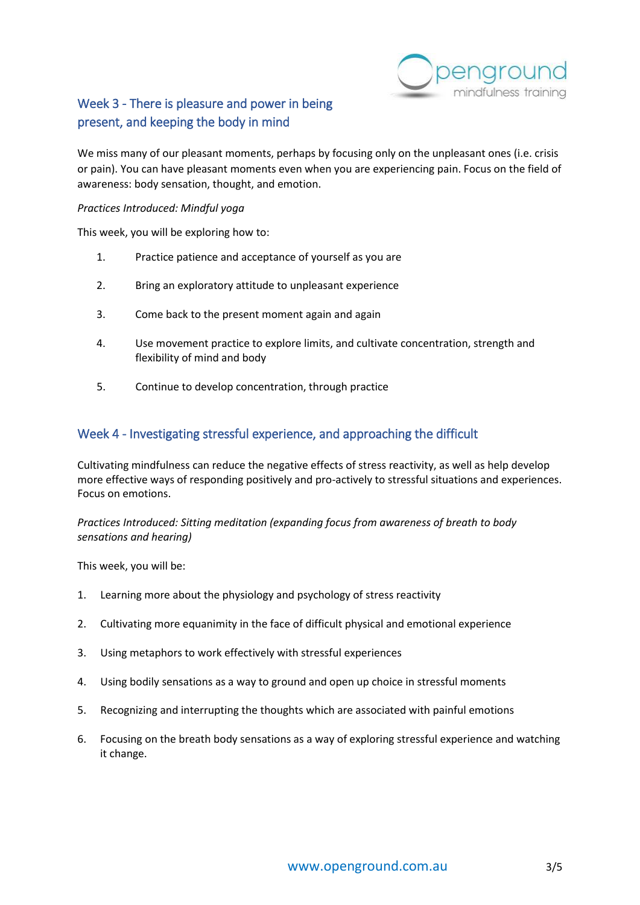## Week 3 - There is pleasure and power in being present, and keeping the body in mind

We miss many of our pleasant moments, perhaps by focusing only on the unpleasant ones (i.e. crisis or pain). You can have pleasant moments even when you are experiencing pain. Focus on the field of awareness: body sensation, thought, and emotion.

*Practices Introduced: Mindful yoga*

This week, you will be exploring how to:

1. Practice patience and acceptance of yourself as you are
2. Bring an exploratory attitude to unpleasant experience
3. Come back to the present moment again and again
4. Use movement practice to explore limits, and cultivate concentration, strength and flexibility of mind and body
5. Continue to develop concentration, through practice

## Week 4 - Investigating stressful experience, and approaching the difficult

Cultivating mindfulness can reduce the negative effects of stress reactivity, as well as help develop more effective ways of responding positively and pro-actively to stressful situations and experiences. Focus on emotions.

*Practices Introduced: Sitting meditation (expanding focus from awareness of breath to body sensations and hearing)*

This week, you will be:

1. Learning more about the physiology and psychology of stress reactivity
2. Cultivating more equanimity in the face of difficult physical and emotional experience
3. Using metaphors to work effectively with stressful experiences
4. Using bodily sensations as a way to ground and open up choice in stressful moments
5. Recognizing and interrupting the thoughts which are associated with painful emotions
6. Focusing on the breath body sensations as a way of exploring stressful experience and watching it change.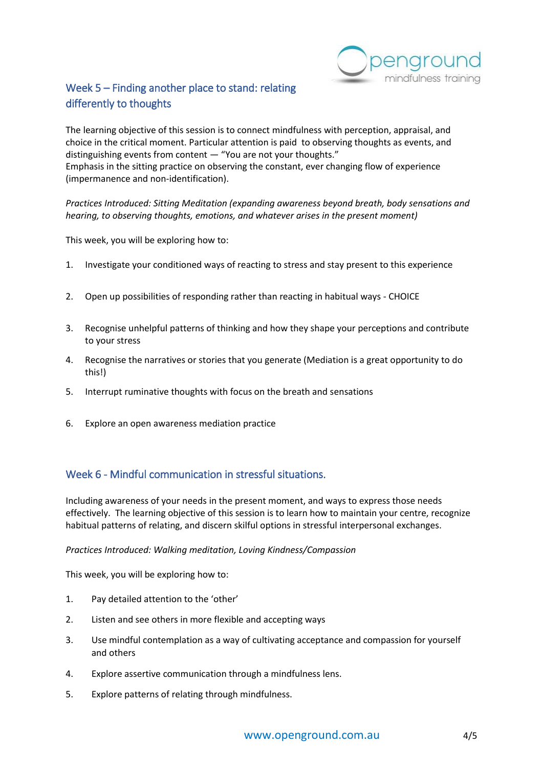## Week 5 – Finding another place to stand: relating differently to thoughts

The learning objective of this session is to connect mindfulness with perception, appraisal, and choice in the critical moment. Particular attention is paid to observing thoughts as events, and distinguishing events from content — "You are not your thoughts."
Emphasis in the sitting practice on observing the constant, ever changing flow of experience (impermanence and non-identification).

*Practices Introduced: Sitting Meditation (expanding awareness beyond breath, body sensations and hearing, to observing thoughts, emotions, and whatever arises in the present moment)*

This week, you will be exploring how to:

1. Investigate your conditioned ways of reacting to stress and stay present to this experience
2. Open up possibilities of responding rather than reacting in habitual ways - CHOICE
3. Recognise unhelpful patterns of thinking and how they shape your perceptions and contribute to your stress
4. Recognise the narratives or stories that you generate (Mediation is a great opportunity to do this!)
5. Interrupt ruminative thoughts with focus on the breath and sensations
6. Explore an open awareness mediation practice

## Week 6 - Mindful communication in stressful situations.

Including awareness of your needs in the present moment, and ways to express those needs effectively. The learning objective of this session is to learn how to maintain your centre, recognize habitual patterns of relating, and discern skilful options in stressful interpersonal exchanges.

*Practices Introduced: Walking meditation, Loving Kindness/Compassion*

This week, you will be exploring how to:

1. Pay detailed attention to the 'other'
2. Listen and see others in more flexible and accepting ways
3. Use mindful contemplation as a way of cultivating acceptance and compassion for yourself and others
4. Explore assertive communication through a mindfulness lens.
5. Explore patterns of relating through mindfulness.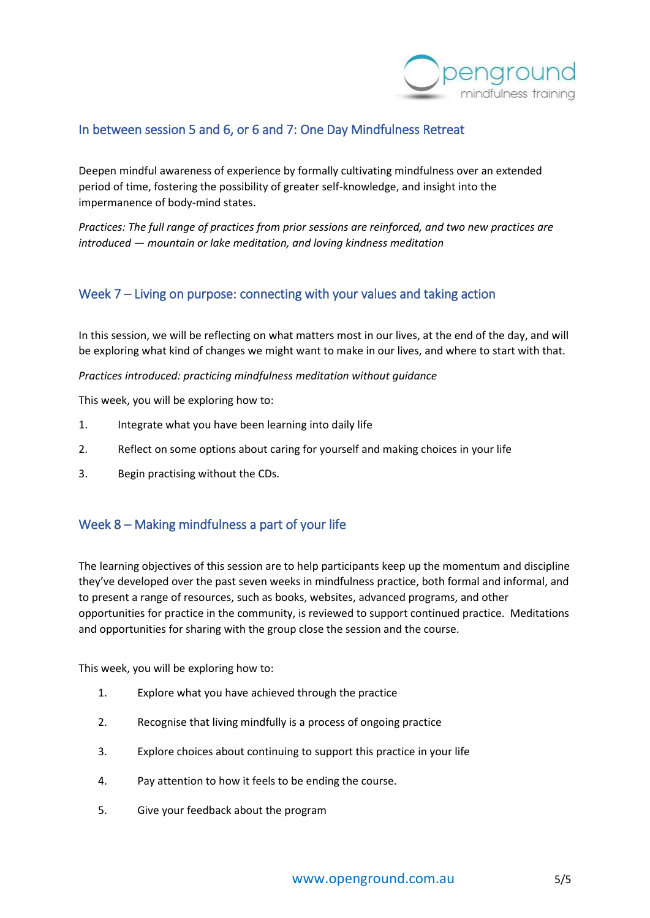## In between session 5 and 6, or 6 and 7: One Day Mindfulness Retreat

Deepen mindful awareness of experience by formally cultivating mindfulness over an extended period of time, fostering the possibility of greater self-knowledge, and insight into the impermanence of body-mind states.

*Practices: The full range of practices from prior sessions are reinforced, and two new practices are introduced — mountain or lake meditation, and loving kindness meditation*

## Week 7 – Living on purpose: connecting with your values and taking action

In this session, we will be reflecting on what matters most in our lives, at the end of the day, and will be exploring what kind of changes we might want to make in our lives, and where to start with that.

*Practices introduced: practicing mindfulness meditation without guidance*

This week, you will be exploring how to:

1. Integrate what you have been learning into daily life
2. Reflect on some options about caring for yourself and making choices in your life
3. Begin practising without the CDs.

## Week 8 – Making mindfulness a part of your life

The learning objectives of this session are to help participants keep up the momentum and discipline they've developed over the past seven weeks in mindfulness practice, both formal and informal, and to present a range of resources, such as books, websites, advanced programs, and other opportunities for practice in the community, is reviewed to support continued practice. Meditations and opportunities for sharing with the group close the session and the course.

This week, you will be exploring how to:

1. Explore what you have achieved through the practice
2. Recognise that living mindfully is a process of ongoing practice
3. Explore choices about continuing to support this practice in your life
4. Pay attention to how it feels to be ending the course.
5. Give your feedback about the program